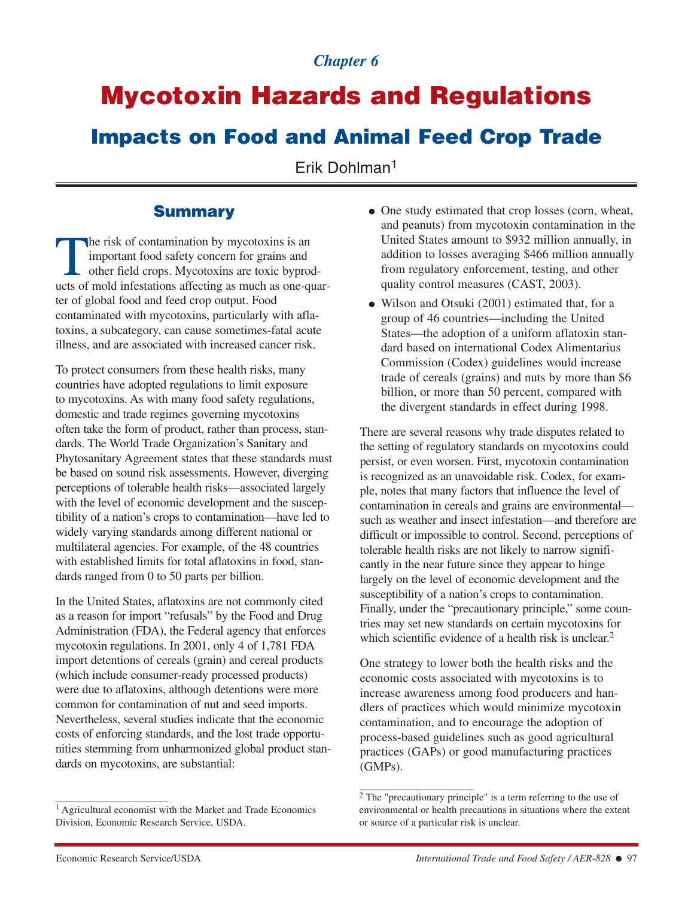*Chapter 6*

# Mycotoxin Hazards and Regulations

## Impacts on Food and Animal Feed Crop Trade

Erik Dohlman[1]

### Summary

The risk of contamination by mycotoxins is an important food safety concern for grains and other field crops. Mycotoxins are toxic byproducts of mold infestations affecting as much as one-quarter of global food and feed crop output. Food contaminated with mycotoxins, particularly with aflatoxins, a subcategory, can cause sometimes-fatal acute illness, and are associated with increased cancer risk.

To protect consumers from these health risks, many countries have adopted regulations to limit exposure to mycotoxins. As with many food safety regulations, domestic and trade regimes governing mycotoxins often take the form of product, rather than process, standards. The World Trade Organization's Sanitary and Phytosanitary Agreement states that these standards must be based on sound risk assessments. However, diverging perceptions of tolerable health risks—associated largely with the level of economic development and the susceptibility of a nation's crops to contamination—have led to widely varying standards among different national or multilateral agencies. For example, of the 48 countries with established limits for total aflatoxins in food, standards ranged from 0 to 50 parts per billion.

In the United States, aflatoxins are not commonly cited as a reason for import "refusals" by the Food and Drug Administration (FDA), the Federal agency that enforces mycotoxin regulations. In 2001, only 4 of 1,781 FDA import detentions of cereals (grain) and cereal products (which include consumer-ready processed products) were due to aflatoxins, although detentions were more common for contamination of nut and seed imports. Nevertheless, several studies indicate that the economic costs of enforcing standards, and the lost trade opportunities stemming from unharmonized global product standards on mycotoxins, are substantial:

- One study estimated that crop losses (corn, wheat, and peanuts) from mycotoxin contamination in the United States amount to $932 million annually, in addition to losses averaging $466 million annually from regulatory enforcement, testing, and other quality control measures (CAST, 2003).
- Wilson and Otsuki (2001) estimated that, for a group of 46 countries—including the United States—the adoption of a uniform aflatoxin standard based on international Codex Alimentarius Commission (Codex) guidelines would increase trade of cereals (grains) and nuts by more than $6 billion, or more than 50 percent, compared with the divergent standards in effect during 1998.

There are several reasons why trade disputes related to the setting of regulatory standards on mycotoxins could persist, or even worsen. First, mycotoxin contamination is recognized as an unavoidable risk. Codex, for example, notes that many factors that influence the level of contamination in cereals and grains are environmental—such as weather and insect infestation—and therefore are difficult or impossible to control. Second, perceptions of tolerable health risks are not likely to narrow significantly in the near future since they appear to hinge largely on the level of economic development and the susceptibility of a nation's crops to contamination. Finally, under the "precautionary principle," some countries may set new standards on certain mycotoxins for which scientific evidence of a health risk is unclear.[2]

One strategy to lower both the health risks and the economic costs associated with mycotoxins is to increase awareness among food producers and handlers of practices which would minimize mycotoxin contamination, and to encourage the adoption of process-based guidelines such as good agricultural practices (GAPs) or good manufacturing practices (GMPs).

---

[1] Agricultural economist with the Market and Trade Economics Division, Economic Research Service, USDA.

[2] The "precautionary principle" is a term referring to the use of environmental or health precautions in situations where the extent or source of a particular risk is unclear.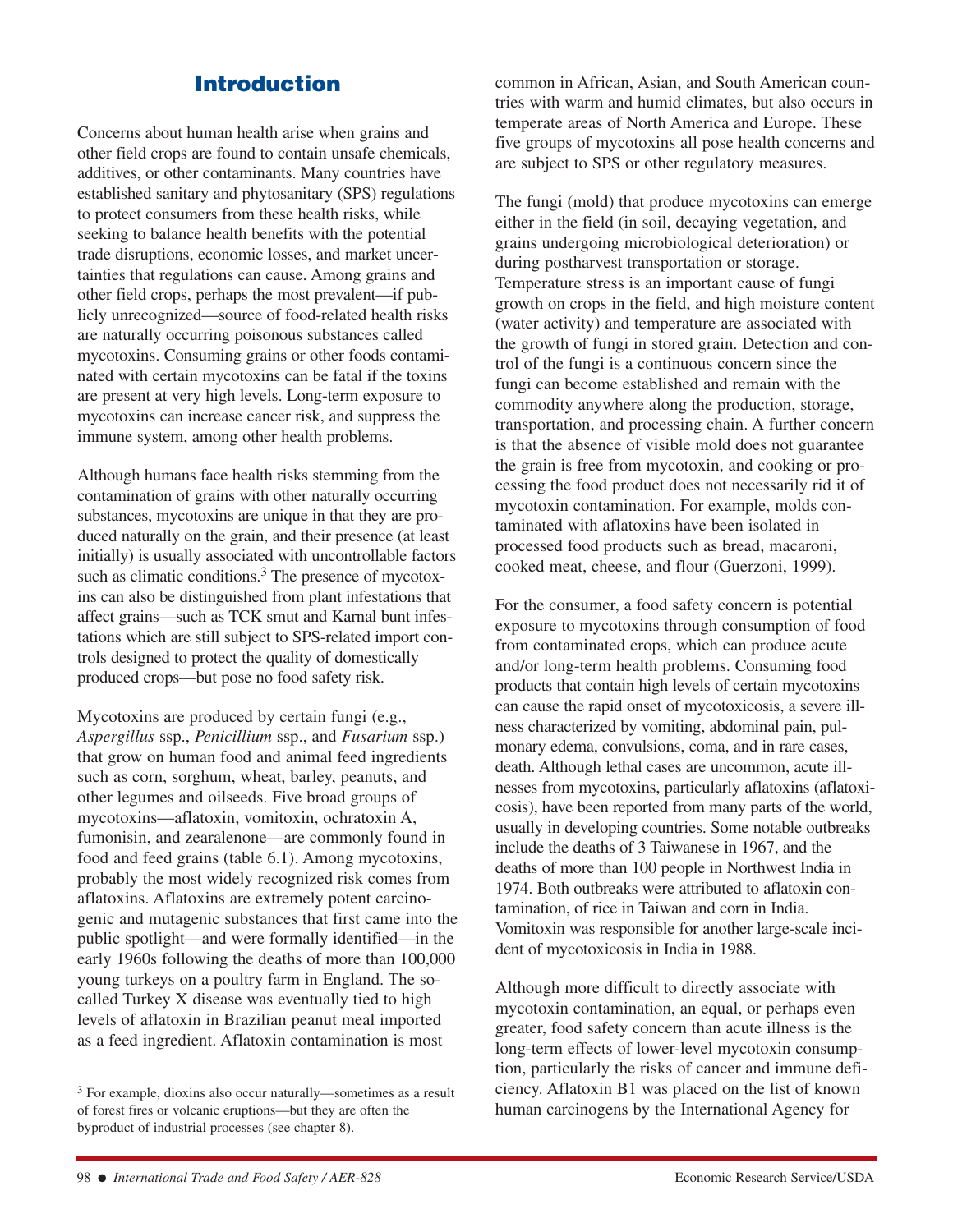## Introduction

Concerns about human health arise when grains and other field crops are found to contain unsafe chemicals, additives, or other contaminants. Many countries have established sanitary and phytosanitary (SPS) regulations to protect consumers from these health risks, while seeking to balance health benefits with the potential trade disruptions, economic losses, and market uncertainties that regulations can cause. Among grains and other field crops, perhaps the most prevalent—if publicly unrecognized—source of food-related health risks are naturally occurring poisonous substances called mycotoxins. Consuming grains or other foods contaminated with certain mycotoxins can be fatal if the toxins are present at very high levels. Long-term exposure to mycotoxins can increase cancer risk, and suppress the immune system, among other health problems.

Although humans face health risks stemming from the contamination of grains with other naturally occurring substances, mycotoxins are unique in that they are produced naturally on the grain, and their presence (at least initially) is usually associated with uncontrollable factors such as climatic conditions.[3] The presence of mycotoxins can also be distinguished from plant infestations that affect grains—such as TCK smut and Karnal bunt infestations which are still subject to SPS-related import controls designed to protect the quality of domestically produced crops—but pose no food safety risk.

Mycotoxins are produced by certain fungi (e.g., *Aspergillus* ssp., *Penicillium* ssp., and *Fusarium* ssp.) that grow on human food and animal feed ingredients such as corn, sorghum, wheat, barley, peanuts, and other legumes and oilseeds. Five broad groups of mycotoxins—aflatoxin, vomitoxin, ochratoxin A, fumonisin, and zearalenone—are commonly found in food and feed grains (table 6.1). Among mycotoxins, probably the most widely recognized risk comes from aflatoxins. Aflatoxins are extremely potent carcinogenic and mutagenic substances that first came into the public spotlight—and were formally identified—in the early 1960s following the deaths of more than 100,000 young turkeys on a poultry farm in England. The so-called Turkey X disease was eventually tied to high levels of aflatoxin in Brazilian peanut meal imported as a feed ingredient. Aflatoxin contamination is most common in African, Asian, and South American countries with warm and humid climates, but also occurs in temperate areas of North America and Europe. These five groups of mycotoxins all pose health concerns and are subject to SPS or other regulatory measures.

The fungi (mold) that produce mycotoxins can emerge either in the field (in soil, decaying vegetation, and grains undergoing microbiological deterioration) or during postharvest transportation or storage. Temperature stress is an important cause of fungi growth on crops in the field, and high moisture content (water activity) and temperature are associated with the growth of fungi in stored grain. Detection and control of the fungi is a continuous concern since the fungi can become established and remain with the commodity anywhere along the production, storage, transportation, and processing chain. A further concern is that the absence of visible mold does not guarantee the grain is free from mycotoxin, and cooking or processing the food product does not necessarily rid it of mycotoxin contamination. For example, molds contaminated with aflatoxins have been isolated in processed food products such as bread, macaroni, cooked meat, cheese, and flour (Guerzoni, 1999).

For the consumer, a food safety concern is potential exposure to mycotoxins through consumption of food from contaminated crops, which can produce acute and/or long-term health problems. Consuming food products that contain high levels of certain mycotoxins can cause the rapid onset of mycotoxicosis, a severe illness characterized by vomiting, abdominal pain, pulmonary edema, convulsions, coma, and in rare cases, death. Although lethal cases are uncommon, acute illnesses from mycotoxins, particularly aflatoxins (aflatoxicosis), have been reported from many parts of the world, usually in developing countries. Some notable outbreaks include the deaths of 3 Taiwanese in 1967, and the deaths of more than 100 people in Northwest India in 1974. Both outbreaks were attributed to aflatoxin contamination, of rice in Taiwan and corn in India. Vomitoxin was responsible for another large-scale incident of mycotoxicosis in India in 1988.

Although more difficult to directly associate with mycotoxin contamination, an equal, or perhaps even greater, food safety concern than acute illness is the long-term effects of lower-level mycotoxin consumption, particularly the risks of cancer and immune deficiency. Aflatoxin B1 was placed on the list of known human carcinogens by the International Agency for

[3] For example, dioxins also occur naturally—sometimes as a result of forest fires or volcanic eruptions—but they are often the byproduct of industrial processes (see chapter 8).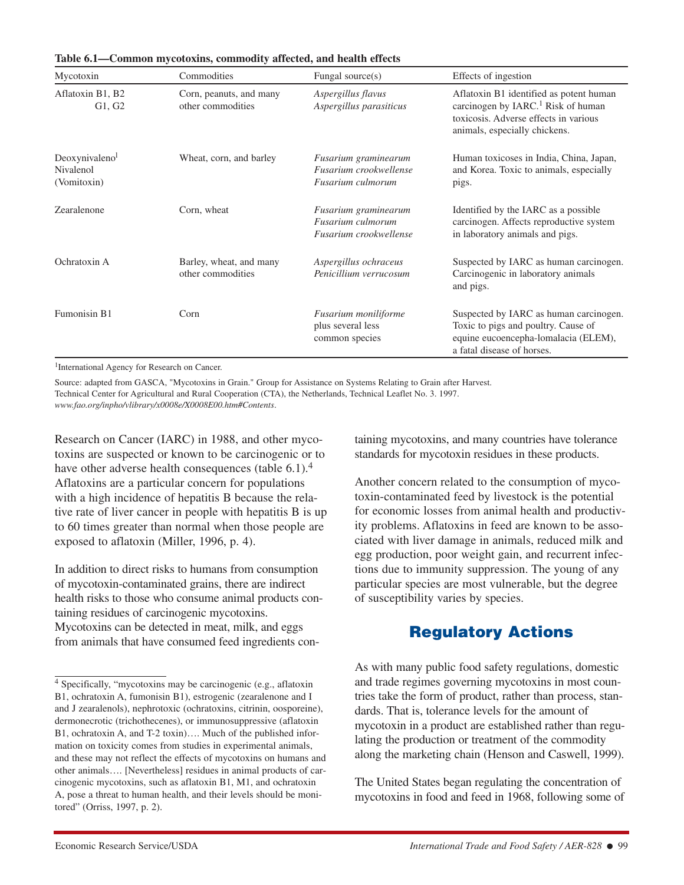**Table 6.1—Common mycotoxins, commodity affected, and health effects**

| Mycotoxin | Commodities | Fungal source(s) | Effects of ingestion |
|---|---|---|---|
| Aflatoxin B1, B2 G1, G2 | Corn, peanuts, and many other commodities | *Aspergillus flavus* *Aspergillus parasiticus* | Aflatoxin B1 identified as potent human carcinogen by IARC.[1] Risk of human toxicosis. Adverse effects in various animals, especially chickens. |
| Deoxynivaleno[l] Nivalenol (Vomitoxin) | Wheat, corn, and barley | *Fusarium graminearum* *Fusarium crookwellense* *Fusarium culmorum* | Human toxicoses in India, China, Japan, and Korea. Toxic to animals, especially pigs. |
| Zearalenone | Corn, wheat | *Fusarium graminearum* *Fusarium culmorum* *Fusarium crookwellense* | Identified by the IARC as a possible carcinogen. Affects reproductive system in laboratory animals and pigs. |
| Ochratoxin A | Barley, wheat, and many other commodities | *Aspergillus ochraceus* *Penicillium verrucosum* | Suspected by IARC as human carcinogen. Carcinogenic in laboratory animals and pigs. |
| Fumonisin B1 | Corn | *Fusarium moniliforme* plus several less common species | Suspected by IARC as human carcinogen. Toxic to pigs and poultry. Cause of equine eucoencepha-lomalacia (ELEM), a fatal disease of horses. |

[1]International Agency for Research on Cancer.

Source: adapted from GASCA, "Mycotoxins in Grain." Group for Assistance on Systems Relating to Grain after Harvest. Technical Center for Agricultural and Rural Cooperation (CTA), the Netherlands, Technical Leaflet No. 3. 1997. *www.fao.org/inpho/vlibrary/x0008e/X0008E00.htm#Contents*.

Research on Cancer (IARC) in 1988, and other mycotoxins are suspected or known to be carcinogenic or to have other adverse health consequences (table 6.1).[4] Aflatoxins are a particular concern for populations with a high incidence of hepatitis B because the relative rate of liver cancer in people with hepatitis B is up to 60 times greater than normal when those people are exposed to aflatoxin (Miller, 1996, p. 4).

In addition to direct risks to humans from consumption of mycotoxin-contaminated grains, there are indirect health risks to those who consume animal products containing residues of carcinogenic mycotoxins. Mycotoxins can be detected in meat, milk, and eggs from animals that have consumed feed ingredients containing mycotoxins, and many countries have tolerance standards for mycotoxin residues in these products.

Another concern related to the consumption of mycotoxin-contaminated feed by livestock is the potential for economic losses from animal health and productivity problems. Aflatoxins in feed are known to be associated with liver damage in animals, reduced milk and egg production, poor weight gain, and recurrent infections due to immunity suppression. The young of any particular species are most vulnerable, but the degree of susceptibility varies by species.

## Regulatory Actions

As with many public food safety regulations, domestic and trade regimes governing mycotoxins in most countries take the form of product, rather than process, standards. That is, tolerance levels for the amount of mycotoxin in a product are established rather than regulating the production or treatment of the commodity along the marketing chain (Henson and Caswell, 1999).

The United States began regulating the concentration of mycotoxins in food and feed in 1968, following some of

[4] Specifically, "mycotoxins may be carcinogenic (e.g., aflatoxin B1, ochratoxin A, fumonisin B1), estrogenic (zearalenone and I and J zearalenols), nephrotoxic (ochratoxins, citrinin, oosporeine), dermonecrotic (trichothecenes), or immunosuppressive (aflatoxin B1, ochratoxin A, and T-2 toxin)…. Much of the published information on toxicity comes from studies in experimental animals, and these may not reflect the effects of mycotoxins on humans and other animals…. [Nevertheless] residues in animal products of carcinogenic mycotoxins, such as aflatoxin B1, M1, and ochratoxin A, pose a threat to human health, and their levels should be monitored" (Orriss, 1997, p. 2).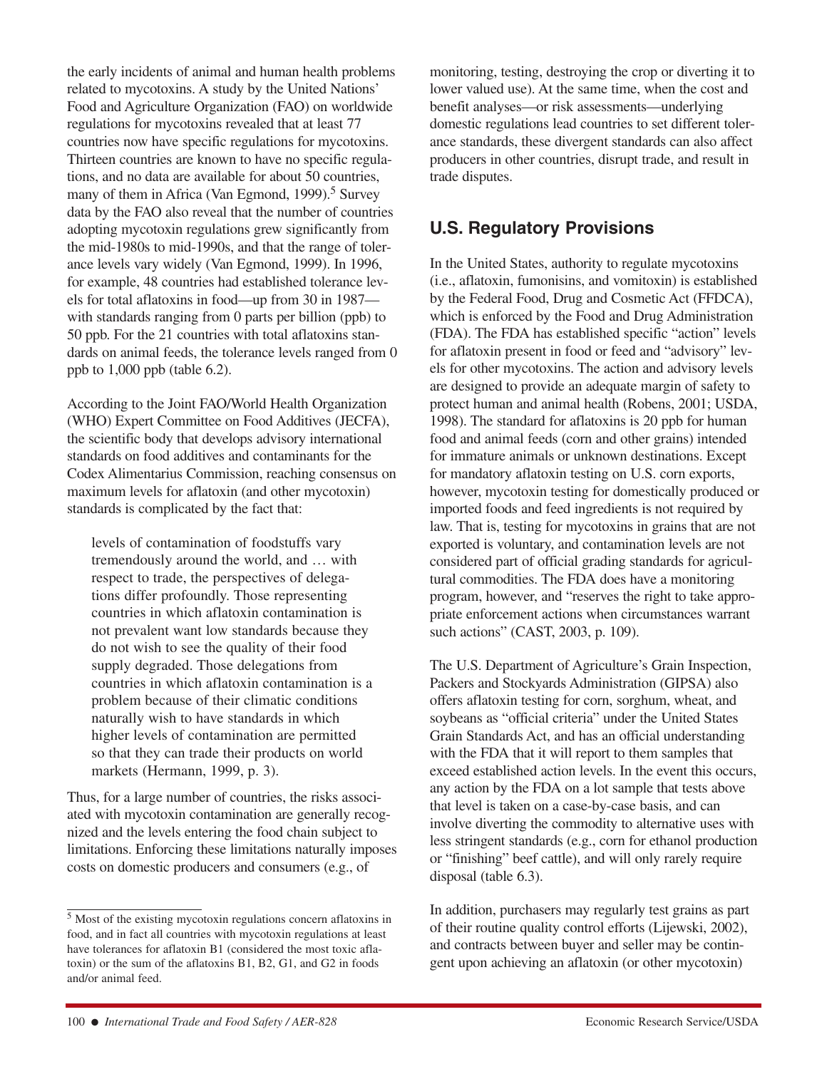the early incidents of animal and human health problems related to mycotoxins. A study by the United Nations' Food and Agriculture Organization (FAO) on worldwide regulations for mycotoxins revealed that at least 77 countries now have specific regulations for mycotoxins. Thirteen countries are known to have no specific regulations, and no data are available for about 50 countries, many of them in Africa (Van Egmond, 1999).[5] Survey data by the FAO also reveal that the number of countries adopting mycotoxin regulations grew significantly from the mid-1980s to mid-1990s, and that the range of tolerance levels vary widely (Van Egmond, 1999). In 1996, for example, 48 countries had established tolerance levels for total aflatoxins in food—up from 30 in 1987—with standards ranging from 0 parts per billion (ppb) to 50 ppb. For the 21 countries with total aflatoxins standards on animal feeds, the tolerance levels ranged from 0 ppb to 1,000 ppb (table 6.2).

According to the Joint FAO/World Health Organization (WHO) Expert Committee on Food Additives (JECFA), the scientific body that develops advisory international standards on food additives and contaminants for the Codex Alimentarius Commission, reaching consensus on maximum levels for aflatoxin (and other mycotoxin) standards is complicated by the fact that:

> levels of contamination of foodstuffs vary tremendously around the world, and … with respect to trade, the perspectives of delegations differ profoundly. Those representing countries in which aflatoxin contamination is not prevalent want low standards because they do not wish to see the quality of their food supply degraded. Those delegations from countries in which aflatoxin contamination is a problem because of their climatic conditions naturally wish to have standards in which higher levels of contamination are permitted so that they can trade their products on world markets (Hermann, 1999, p. 3).

Thus, for a large number of countries, the risks associated with mycotoxin contamination are generally recognized and the levels entering the food chain subject to limitations. Enforcing these limitations naturally imposes costs on domestic producers and consumers (e.g., of monitoring, testing, destroying the crop or diverting it to lower valued use). At the same time, when the cost and benefit analyses—or risk assessments—underlying domestic regulations lead countries to set different tolerance standards, these divergent standards can also affect producers in other countries, disrupt trade, and result in trade disputes.

## U.S. Regulatory Provisions

In the United States, authority to regulate mycotoxins (i.e., aflatoxin, fumonisins, and vomitoxin) is established by the Federal Food, Drug and Cosmetic Act (FFDCA), which is enforced by the Food and Drug Administration (FDA). The FDA has established specific "action" levels for aflatoxin present in food or feed and "advisory" levels for other mycotoxins. The action and advisory levels are designed to provide an adequate margin of safety to protect human and animal health (Robens, 2001; USDA, 1998). The standard for aflatoxins is 20 ppb for human food and animal feeds (corn and other grains) intended for immature animals or unknown destinations. Except for mandatory aflatoxin testing on U.S. corn exports, however, mycotoxin testing for domestically produced or imported foods and feed ingredients is not required by law. That is, testing for mycotoxins in grains that are not exported is voluntary, and contamination levels are not considered part of official grading standards for agricultural commodities. The FDA does have a monitoring program, however, and "reserves the right to take appropriate enforcement actions when circumstances warrant such actions" (CAST, 2003, p. 109).

The U.S. Department of Agriculture's Grain Inspection, Packers and Stockyards Administration (GIPSA) also offers aflatoxin testing for corn, sorghum, wheat, and soybeans as "official criteria" under the United States Grain Standards Act, and has an official understanding with the FDA that it will report to them samples that exceed established action levels. In the event this occurs, any action by the FDA on a lot sample that tests above that level is taken on a case-by-case basis, and can involve diverting the commodity to alternative uses with less stringent standards (e.g., corn for ethanol production or "finishing" beef cattle), and will only rarely require disposal (table 6.3).

In addition, purchasers may regularly test grains as part of their routine quality control efforts (Lijewski, 2002), and contracts between buyer and seller may be contingent upon achieving an aflatoxin (or other mycotoxin)

---

[5] Most of the existing mycotoxin regulations concern aflatoxins in food, and in fact all countries with mycotoxin regulations at least have tolerances for aflatoxin B1 (considered the most toxic aflatoxin) or the sum of the aflatoxins B1, B2, G1, and G2 in foods and/or animal feed.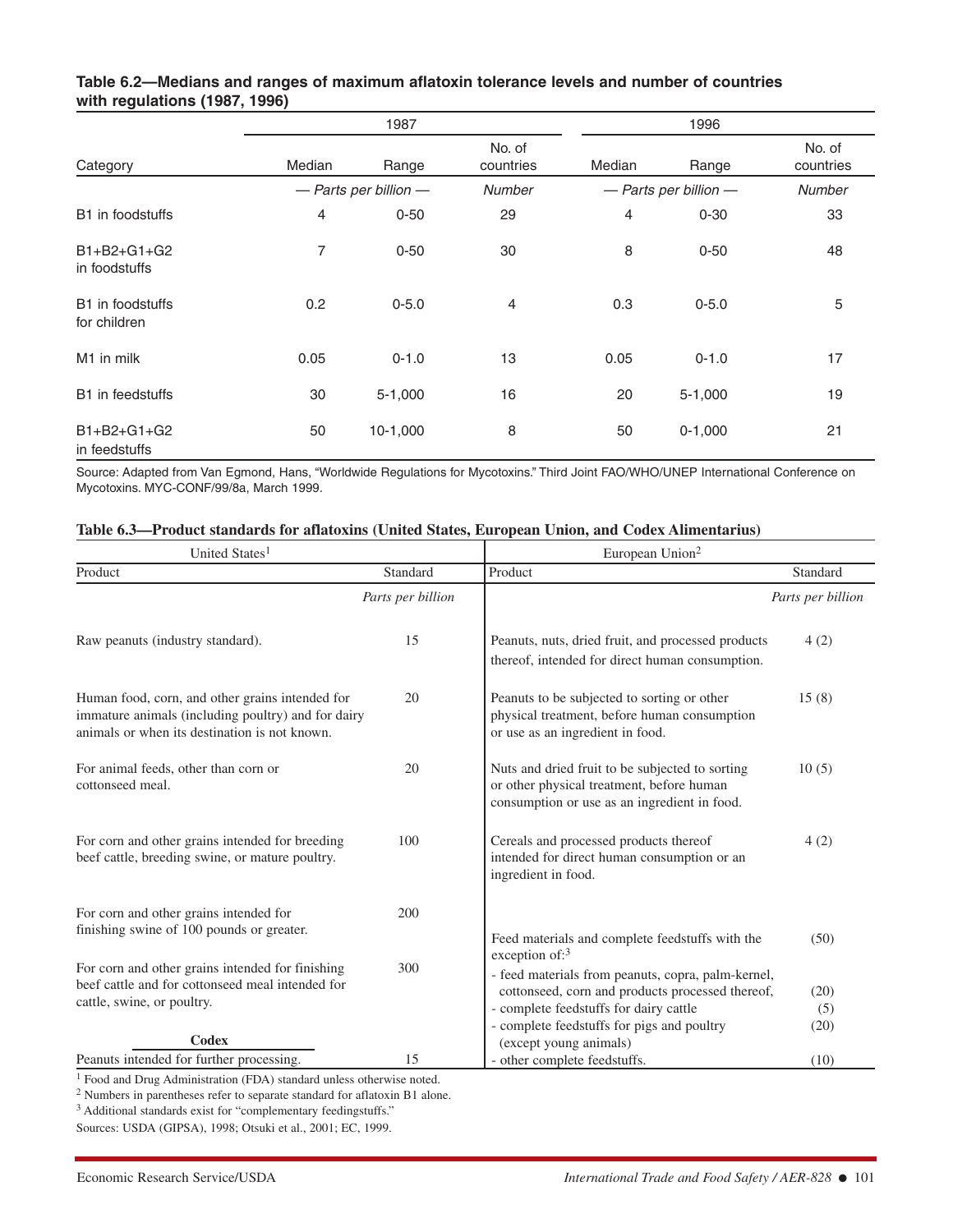**Table 6.2—Medians and ranges of maximum aflatoxin tolerance levels and number of countries with regulations (1987, 1996)**

| Category | 1987 | | | 1996 | | |
|---|---|---|---|---|---|---|
| | Median | Range | No. of countries | Median | Range | No. of countries |
| | *— Parts per billion —* | | *Number* | *— Parts per billion —* | | *Number* |
| B1 in foodstuffs | 4 | 0-50 | 29 | 4 | 0-30 | 33 |
| B1+B2+G1+G2 in foodstuffs | 7 | 0-50 | 30 | 8 | 0-50 | 48 |
| B1 in foodstuffs for children | 0.2 | 0-5.0 | 4 | 0.3 | 0-5.0 | 5 |
| M1 in milk | 0.05 | 0-1.0 | 13 | 0.05 | 0-1.0 | 17 |
| B1 in feedstuffs | 30 | 5-1,000 | 16 | 20 | 5-1,000 | 19 |
| B1+B2+G1+G2 in feedstuffs | 50 | 10-1,000 | 8 | 50 | 0-1,000 | 21 |

Source: Adapted from Van Egmond, Hans, "Worldwide Regulations for Mycotoxins." Third Joint FAO/WHO/UNEP International Conference on Mycotoxins. MYC-CONF/99/8a, March 1999.

**Table 6.3—Product standards for aflatoxins (United States, European Union, and Codex Alimentarius)**

| United States[1] | | European Union[2] | |
|---|---|---|---|
| Product | Standard | Product | Standard |
| | *Parts per billion* | | *Parts per billion* |
| Raw peanuts (industry standard). | 15 | Peanuts, nuts, dried fruit, and processed products thereof, intended for direct human consumption. | 4 (2) |
| Human food, corn, and other grains intended for immature animals (including poultry) and for dairy animals or when its destination is not known. | 20 | Peanuts to be subjected to sorting or other physical treatment, before human consumption or use as an ingredient in food. | 15 (8) |
| For animal feeds, other than corn or cottonseed meal. | 20 | Nuts and dried fruit to be subjected to sorting or other physical treatment, before human consumption or use as an ingredient in food. | 10 (5) |
| For corn and other grains intended for breeding beef cattle, breeding swine, or mature poultry. | 100 | Cereals and processed products thereof intended for direct human consumption or an ingredient in food. | 4 (2) |
| For corn and other grains intended for finishing swine of 100 pounds or greater. | 200 | Feed materials and complete feedstuffs with the exception of:[3] | (50) |
| For corn and other grains intended for finishing beef cattle and for cottonseed meal intended for cattle, swine, or poultry. | 300 | - feed materials from peanuts, copra, palm-kernel, cottonseed, corn and products processed thereof, | (20) |
| | | - complete feedstuffs for dairy cattle | (5) |
| **Codex** | | - complete feedstuffs for pigs and poultry (except young animals) | (20) |
| Peanuts intended for further processing. | 15 | - other complete feedstuffs. | (10) |

[1] Food and Drug Administration (FDA) standard unless otherwise noted.
[2] Numbers in parentheses refer to separate standard for aflatoxin B1 alone.
[3] Additional standards exist for "complementary feedingstuffs."
Sources: USDA (GIPSA), 1998; Otsuki et al., 2001; EC, 1999.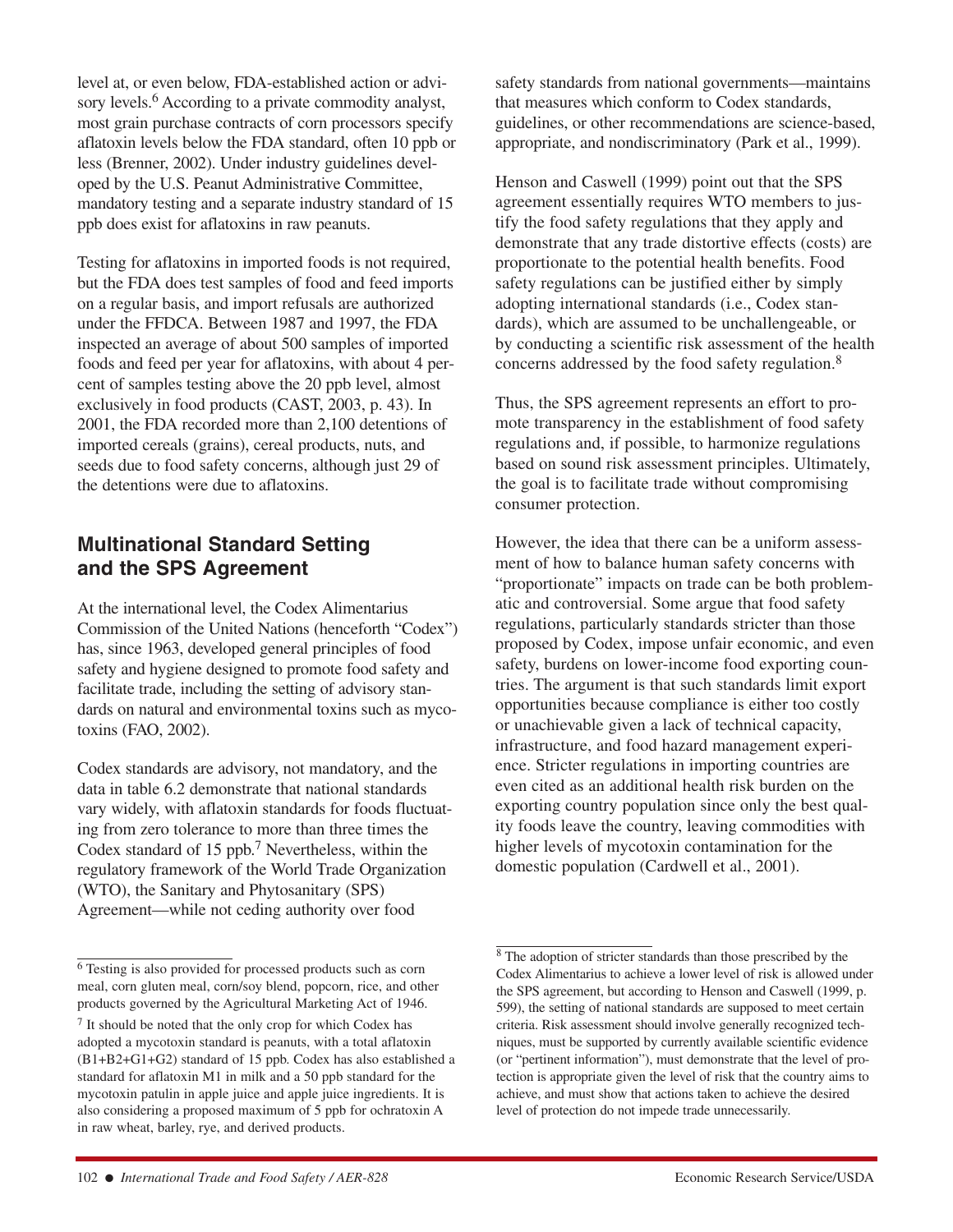level at, or even below, FDA-established action or advisory levels.[6] According to a private commodity analyst, most grain purchase contracts of corn processors specify aflatoxin levels below the FDA standard, often 10 ppb or less (Brenner, 2002). Under industry guidelines developed by the U.S. Peanut Administrative Committee, mandatory testing and a separate industry standard of 15 ppb does exist for aflatoxins in raw peanuts.

Testing for aflatoxins in imported foods is not required, but the FDA does test samples of food and feed imports on a regular basis, and import refusals are authorized under the FFDCA. Between 1987 and 1997, the FDA inspected an average of about 500 samples of imported foods and feed per year for aflatoxins, with about 4 percent of samples testing above the 20 ppb level, almost exclusively in food products (CAST, 2003, p. 43). In 2001, the FDA recorded more than 2,100 detentions of imported cereals (grains), cereal products, nuts, and seeds due to food safety concerns, although just 29 of the detentions were due to aflatoxins.

## Multinational Standard Setting and the SPS Agreement

At the international level, the Codex Alimentarius Commission of the United Nations (henceforth "Codex") has, since 1963, developed general principles of food safety and hygiene designed to promote food safety and facilitate trade, including the setting of advisory standards on natural and environmental toxins such as mycotoxins (FAO, 2002).

Codex standards are advisory, not mandatory, and the data in table 6.2 demonstrate that national standards vary widely, with aflatoxin standards for foods fluctuating from zero tolerance to more than three times the Codex standard of 15 ppb.[7] Nevertheless, within the regulatory framework of the World Trade Organization (WTO), the Sanitary and Phytosanitary (SPS) Agreement—while not ceding authority over food safety standards from national governments—maintains that measures which conform to Codex standards, guidelines, or other recommendations are science-based, appropriate, and nondiscriminatory (Park et al., 1999).

Henson and Caswell (1999) point out that the SPS agreement essentially requires WTO members to justify the food safety regulations that they apply and demonstrate that any trade distortive effects (costs) are proportionate to the potential health benefits. Food safety regulations can be justified either by simply adopting international standards (i.e., Codex standards), which are assumed to be unchallengeable, or by conducting a scientific risk assessment of the health concerns addressed by the food safety regulation.[8]

Thus, the SPS agreement represents an effort to promote transparency in the establishment of food safety regulations and, if possible, to harmonize regulations based on sound risk assessment principles. Ultimately, the goal is to facilitate trade without compromising consumer protection.

However, the idea that there can be a uniform assessment of how to balance human safety concerns with "proportionate" impacts on trade can be both problematic and controversial. Some argue that food safety regulations, particularly standards stricter than those proposed by Codex, impose unfair economic, and even safety, burdens on lower-income food exporting countries. The argument is that such standards limit export opportunities because compliance is either too costly or unachievable given a lack of technical capacity, infrastructure, and food hazard management experience. Stricter regulations in importing countries are even cited as an additional health risk burden on the exporting country population since only the best quality foods leave the country, leaving commodities with higher levels of mycotoxin contamination for the domestic population (Cardwell et al., 2001).

---

[6] Testing is also provided for processed products such as corn meal, corn gluten meal, corn/soy blend, popcorn, rice, and other products governed by the Agricultural Marketing Act of 1946.

[7] It should be noted that the only crop for which Codex has adopted a mycotoxin standard is peanuts, with a total aflatoxin (B1+B2+G1+G2) standard of 15 ppb. Codex has also established a standard for aflatoxin M1 in milk and a 50 ppb standard for the mycotoxin patulin in apple juice and apple juice ingredients. It is also considering a proposed maximum of 5 ppb for ochratoxin A in raw wheat, barley, rye, and derived products.

[8] The adoption of stricter standards than those prescribed by the Codex Alimentarius to achieve a lower level of risk is allowed under the SPS agreement, but according to Henson and Caswell (1999, p. 599), the setting of national standards are supposed to meet certain criteria. Risk assessment should involve generally recognized techniques, must be supported by currently available scientific evidence (or "pertinent information"), must demonstrate that the level of protection is appropriate given the level of risk that the country aims to achieve, and must show that actions taken to achieve the desired level of protection do not impede trade unnecessarily.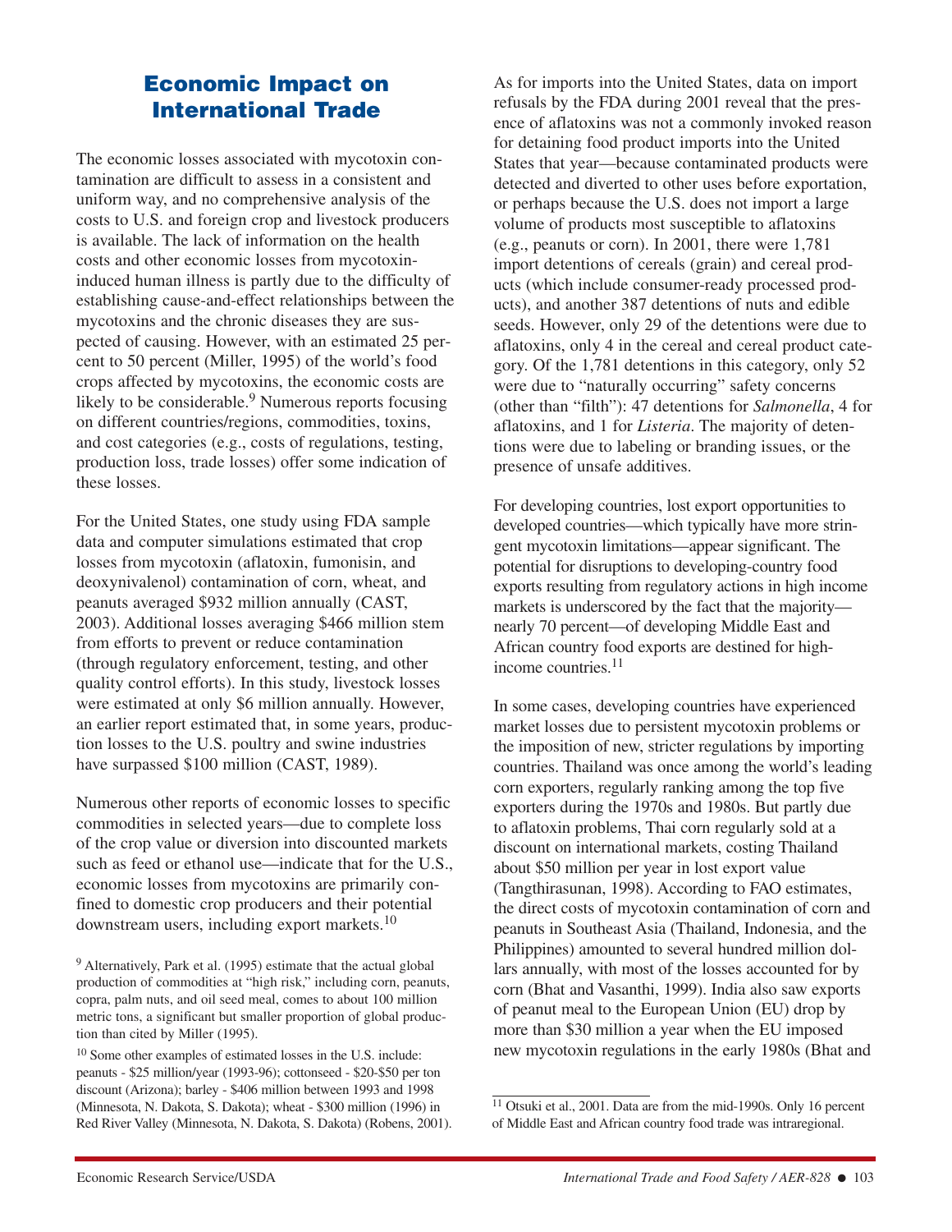## Economic Impact on International Trade

The economic losses associated with mycotoxin contamination are difficult to assess in a consistent and uniform way, and no comprehensive analysis of the costs to U.S. and foreign crop and livestock producers is available. The lack of information on the health costs and other economic losses from mycotoxin-induced human illness is partly due to the difficulty of establishing cause-and-effect relationships between the mycotoxins and the chronic diseases they are suspected of causing. However, with an estimated 25 percent to 50 percent (Miller, 1995) of the world's food crops affected by mycotoxins, the economic costs are likely to be considerable.[9] Numerous reports focusing on different countries/regions, commodities, toxins, and cost categories (e.g., costs of regulations, testing, production loss, trade losses) offer some indication of these losses.

For the United States, one study using FDA sample data and computer simulations estimated that crop losses from mycotoxin (aflatoxin, fumonisin, and deoxynivalenol) contamination of corn, wheat, and peanuts averaged $932 million annually (CAST, 2003). Additional losses averaging $466 million stem from efforts to prevent or reduce contamination (through regulatory enforcement, testing, and other quality control efforts). In this study, livestock losses were estimated at only $6 million annually. However, an earlier report estimated that, in some years, production losses to the U.S. poultry and swine industries have surpassed $100 million (CAST, 1989).

Numerous other reports of economic losses to specific commodities in selected years—due to complete loss of the crop value or diversion into discounted markets such as feed or ethanol use—indicate that for the U.S., economic losses from mycotoxins are primarily confined to domestic crop producers and their potential downstream users, including export markets.[10]

As for imports into the United States, data on import refusals by the FDA during 2001 reveal that the presence of aflatoxins was not a commonly invoked reason for detaining food product imports into the United States that year—because contaminated products were detected and diverted to other uses before exportation, or perhaps because the U.S. does not import a large volume of products most susceptible to aflatoxins (e.g., peanuts or corn). In 2001, there were 1,781 import detentions of cereals (grain) and cereal products (which include consumer-ready processed products), and another 387 detentions of nuts and edible seeds. However, only 29 of the detentions were due to aflatoxins, only 4 in the cereal and cereal product category. Of the 1,781 detentions in this category, only 52 were due to "naturally occurring" safety concerns (other than "filth"): 47 detentions for *Salmonella*, 4 for aflatoxins, and 1 for *Listeria*. The majority of detentions were due to labeling or branding issues, or the presence of unsafe additives.

For developing countries, lost export opportunities to developed countries—which typically have more stringent mycotoxin limitations—appear significant. The potential for disruptions to developing-country food exports resulting from regulatory actions in high income markets is underscored by the fact that the majority—nearly 70 percent—of developing Middle East and African country food exports are destined for high-income countries.[11]

In some cases, developing countries have experienced market losses due to persistent mycotoxin problems or the imposition of new, stricter regulations by importing countries. Thailand was once among the world's leading corn exporters, regularly ranking among the top five exporters during the 1970s and 1980s. But partly due to aflatoxin problems, Thai corn regularly sold at a discount on international markets, costing Thailand about $50 million per year in lost export value (Tangthirasunan, 1998). According to FAO estimates, the direct costs of mycotoxin contamination of corn and peanuts in Southeast Asia (Thailand, Indonesia, and the Philippines) amounted to several hundred million dollars annually, with most of the losses accounted for by corn (Bhat and Vasanthi, 1999). India also saw exports of peanut meal to the European Union (EU) drop by more than $30 million a year when the EU imposed new mycotoxin regulations in the early 1980s (Bhat and

---

[9] Alternatively, Park et al. (1995) estimate that the actual global production of commodities at "high risk," including corn, peanuts, copra, palm nuts, and oil seed meal, comes to about 100 million metric tons, a significant but smaller proportion of global production than cited by Miller (1995).

[10] Some other examples of estimated losses in the U.S. include: peanuts - $25 million/year (1993-96); cottonseed - $20-$50 per ton discount (Arizona); barley - $406 million between 1993 and 1998 (Minnesota, N. Dakota, S. Dakota); wheat - $300 million (1996) in Red River Valley (Minnesota, N. Dakota, S. Dakota) (Robens, 2001).

[11] Otsuki et al., 2001. Data are from the mid-1990s. Only 16 percent of Middle East and African country food trade was intraregional.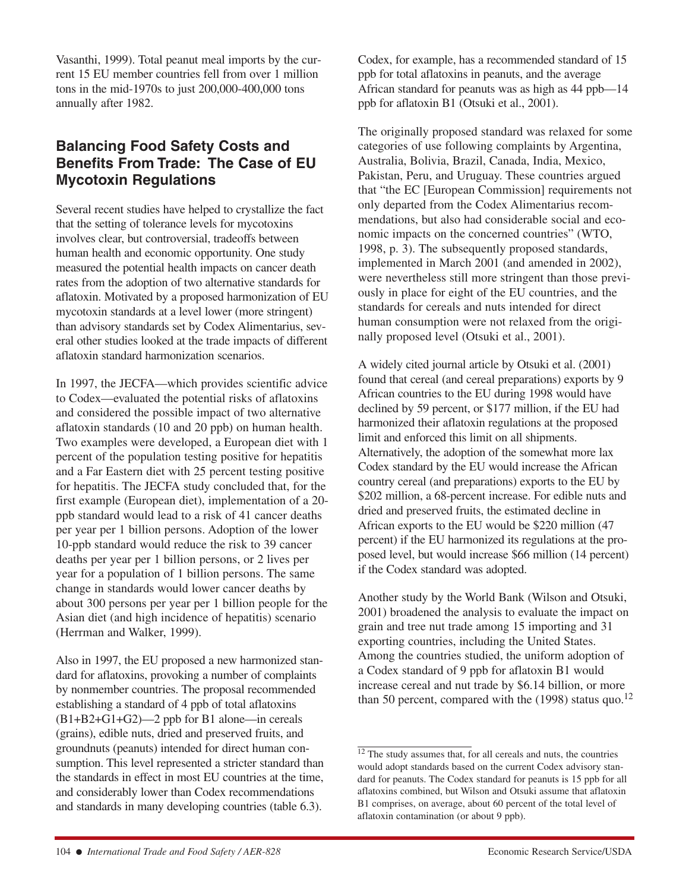Vasanthi, 1999). Total peanut meal imports by the current 15 EU member countries fell from over 1 million tons in the mid-1970s to just 200,000-400,000 tons annually after 1982.

## Balancing Food Safety Costs and Benefits From Trade: The Case of EU Mycotoxin Regulations

Several recent studies have helped to crystallize the fact that the setting of tolerance levels for mycotoxins involves clear, but controversial, tradeoffs between human health and economic opportunity. One study measured the potential health impacts on cancer death rates from the adoption of two alternative standards for aflatoxin. Motivated by a proposed harmonization of EU mycotoxin standards at a level lower (more stringent) than advisory standards set by Codex Alimentarius, several other studies looked at the trade impacts of different aflatoxin standard harmonization scenarios.

In 1997, the JECFA—which provides scientific advice to Codex—evaluated the potential risks of aflatoxins and considered the possible impact of two alternative aflatoxin standards (10 and 20 ppb) on human health. Two examples were developed, a European diet with 1 percent of the population testing positive for hepatitis and a Far Eastern diet with 25 percent testing positive for hepatitis. The JECFA study concluded that, for the first example (European diet), implementation of a 20-ppb standard would lead to a risk of 41 cancer deaths per year per 1 billion persons. Adoption of the lower 10-ppb standard would reduce the risk to 39 cancer deaths per year per 1 billion persons, or 2 lives per year for a population of 1 billion persons. The same change in standards would lower cancer deaths by about 300 persons per year per 1 billion people for the Asian diet (and high incidence of hepatitis) scenario (Herrman and Walker, 1999).

Also in 1997, the EU proposed a new harmonized standard for aflatoxins, provoking a number of complaints by nonmember countries. The proposal recommended establishing a standard of 4 ppb of total aflatoxins (B1+B2+G1+G2)—2 ppb for B1 alone—in cereals (grains), edible nuts, dried and preserved fruits, and groundnuts (peanuts) intended for direct human consumption. This level represented a stricter standard than the standards in effect in most EU countries at the time, and considerably lower than Codex recommendations and standards in many developing countries (table 6.3). Codex, for example, has a recommended standard of 15 ppb for total aflatoxins in peanuts, and the average African standard for peanuts was as high as 44 ppb—14 ppb for aflatoxin B1 (Otsuki et al., 2001).

The originally proposed standard was relaxed for some categories of use following complaints by Argentina, Australia, Bolivia, Brazil, Canada, India, Mexico, Pakistan, Peru, and Uruguay. These countries argued that "the EC [European Commission] requirements not only departed from the Codex Alimentarius recommendations, but also had considerable social and economic impacts on the concerned countries" (WTO, 1998, p. 3). The subsequently proposed standards, implemented in March 2001 (and amended in 2002), were nevertheless still more stringent than those previously in place for eight of the EU countries, and the standards for cereals and nuts intended for direct human consumption were not relaxed from the originally proposed level (Otsuki et al., 2001).

A widely cited journal article by Otsuki et al. (2001) found that cereal (and cereal preparations) exports by 9 African countries to the EU during 1998 would have declined by 59 percent, or $177 million, if the EU had harmonized their aflatoxin regulations at the proposed limit and enforced this limit on all shipments. Alternatively, the adoption of the somewhat more lax Codex standard by the EU would increase the African country cereal (and preparations) exports to the EU by $202 million, a 68-percent increase. For edible nuts and dried and preserved fruits, the estimated decline in African exports to the EU would be $220 million (47 percent) if the EU harmonized its regulations at the proposed level, but would increase $66 million (14 percent) if the Codex standard was adopted.

Another study by the World Bank (Wilson and Otsuki, 2001) broadened the analysis to evaluate the impact on grain and tree nut trade among 15 importing and 31 exporting countries, including the United States. Among the countries studied, the uniform adoption of a Codex standard of 9 ppb for aflatoxin B1 would increase cereal and nut trade by $6.14 billion, or more than 50 percent, compared with the (1998) status quo.[12]

[12] The study assumes that, for all cereals and nuts, the countries would adopt standards based on the current Codex advisory standard for peanuts. The Codex standard for peanuts is 15 ppb for all aflatoxins combined, but Wilson and Otsuki assume that aflatoxin B1 comprises, on average, about 60 percent of the total level of aflatoxin contamination (or about 9 ppb).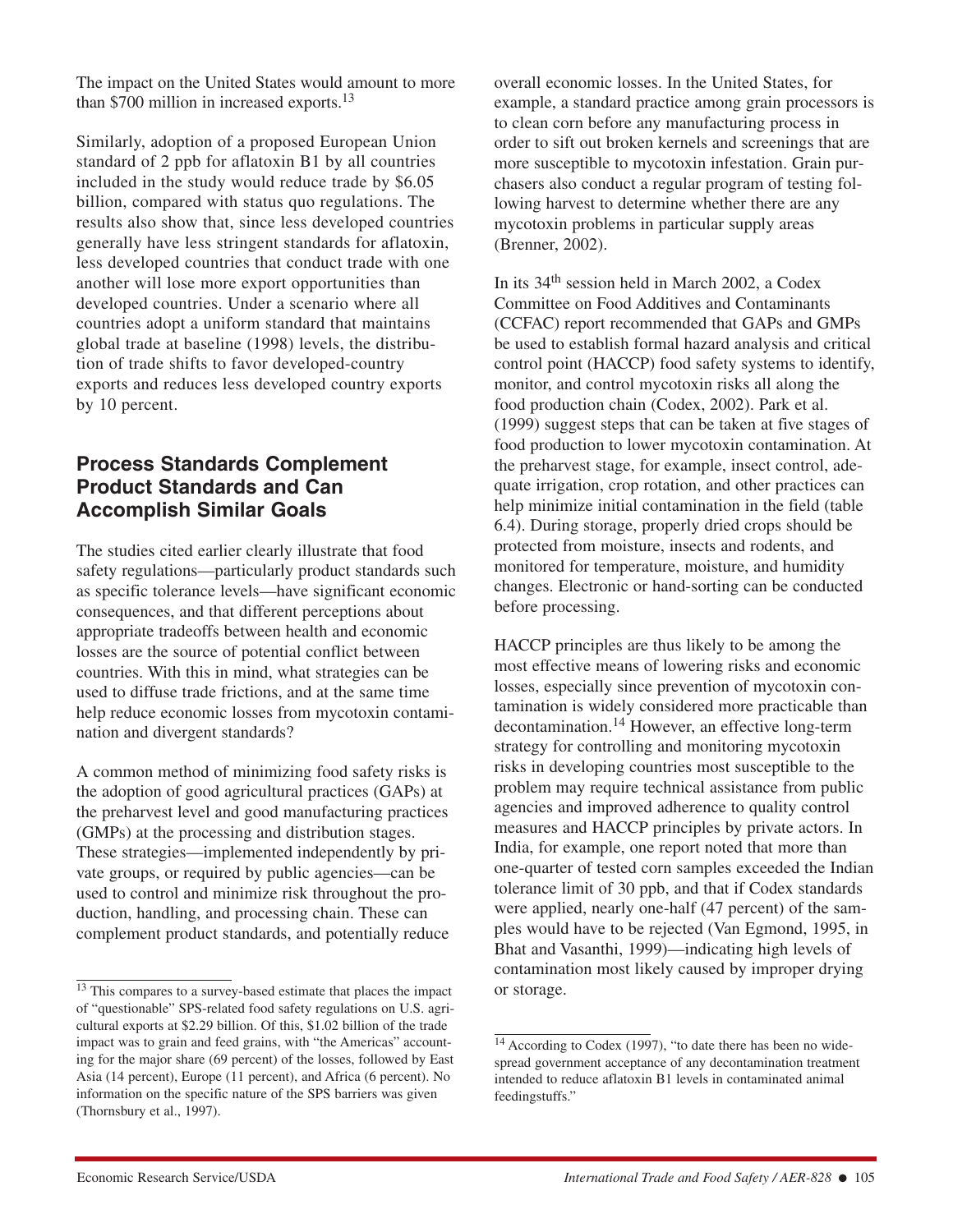The impact on the United States would amount to more than $700 million in increased exports.[13]

Similarly, adoption of a proposed European Union standard of 2 ppb for aflatoxin B1 by all countries included in the study would reduce trade by $6.05 billion, compared with status quo regulations. The results also show that, since less developed countries generally have less stringent standards for aflatoxin, less developed countries that conduct trade with one another will lose more export opportunities than developed countries. Under a scenario where all countries adopt a uniform standard that maintains global trade at baseline (1998) levels, the distribution of trade shifts to favor developed-country exports and reduces less developed country exports by 10 percent.

## Process Standards Complement Product Standards and Can Accomplish Similar Goals

The studies cited earlier clearly illustrate that food safety regulations—particularly product standards such as specific tolerance levels—have significant economic consequences, and that different perceptions about appropriate tradeoffs between health and economic losses are the source of potential conflict between countries. With this in mind, what strategies can be used to diffuse trade frictions, and at the same time help reduce economic losses from mycotoxin contamination and divergent standards?

A common method of minimizing food safety risks is the adoption of good agricultural practices (GAPs) at the preharvest level and good manufacturing practices (GMPs) at the processing and distribution stages. These strategies—implemented independently by private groups, or required by public agencies—can be used to control and minimize risk throughout the production, handling, and processing chain. These can complement product standards, and potentially reduce overall economic losses. In the United States, for example, a standard practice among grain processors is to clean corn before any manufacturing process in order to sift out broken kernels and screenings that are more susceptible to mycotoxin infestation. Grain purchasers also conduct a regular program of testing following harvest to determine whether there are any mycotoxin problems in particular supply areas (Brenner, 2002).

In its 34th session held in March 2002, a Codex Committee on Food Additives and Contaminants (CCFAC) report recommended that GAPs and GMPs be used to establish formal hazard analysis and critical control point (HACCP) food safety systems to identify, monitor, and control mycotoxin risks all along the food production chain (Codex, 2002). Park et al. (1999) suggest steps that can be taken at five stages of food production to lower mycotoxin contamination. At the preharvest stage, for example, insect control, adequate irrigation, crop rotation, and other practices can help minimize initial contamination in the field (table 6.4). During storage, properly dried crops should be protected from moisture, insects and rodents, and monitored for temperature, moisture, and humidity changes. Electronic or hand-sorting can be conducted before processing.

HACCP principles are thus likely to be among the most effective means of lowering risks and economic losses, especially since prevention of mycotoxin contamination is widely considered more practicable than decontamination.[14] However, an effective long-term strategy for controlling and monitoring mycotoxin risks in developing countries most susceptible to the problem may require technical assistance from public agencies and improved adherence to quality control measures and HACCP principles by private actors. In India, for example, one report noted that more than one-quarter of tested corn samples exceeded the Indian tolerance limit of 30 ppb, and that if Codex standards were applied, nearly one-half (47 percent) of the samples would have to be rejected (Van Egmond, 1995, in Bhat and Vasanthi, 1999)—indicating high levels of contamination most likely caused by improper drying or storage.

---

[13] This compares to a survey-based estimate that places the impact of "questionable" SPS-related food safety regulations on U.S. agricultural exports at $2.29 billion. Of this, $1.02 billion of the trade impact was to grain and feed grains, with "the Americas" accounting for the major share (69 percent) of the losses, followed by East Asia (14 percent), Europe (11 percent), and Africa (6 percent). No information on the specific nature of the SPS barriers was given (Thornsbury et al., 1997).

[14] According to Codex (1997), "to date there has been no widespread government acceptance of any decontamination treatment intended to reduce aflatoxin B1 levels in contaminated animal feedingstuffs."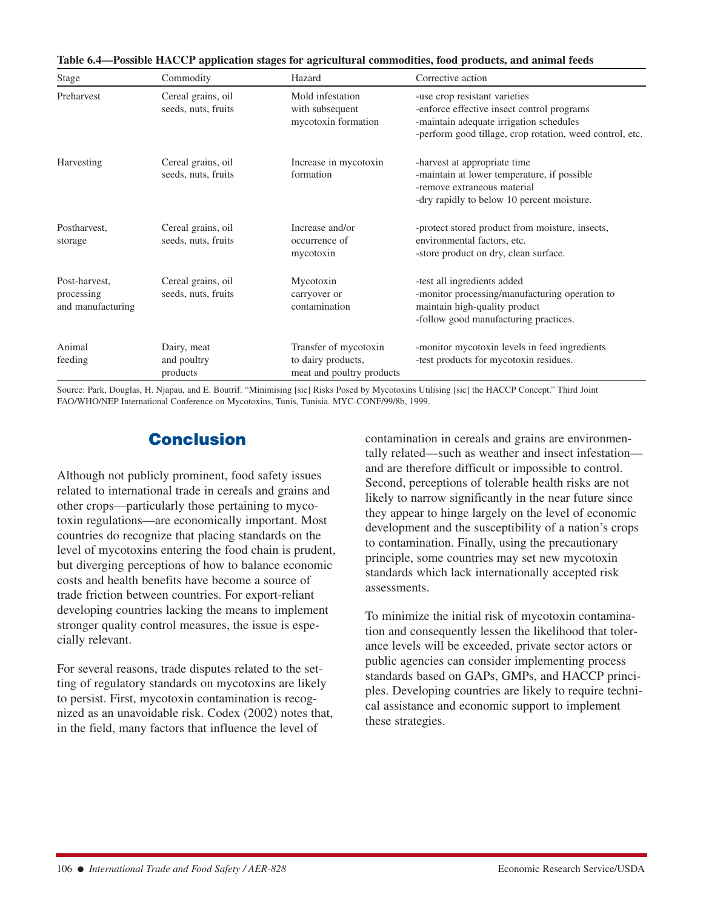**Table 6.4—Possible HACCP application stages for agricultural commodities, food products, and animal feeds**

| Stage | Commodity | Hazard | Corrective action |
|---|---|---|---|
| Preharvest | Cereal grains, oil seeds, nuts, fruits | Mold infestation with subsequent mycotoxin formation | -use crop resistant varieties<br>-enforce effective insect control programs<br>-maintain adequate irrigation schedules<br>-perform good tillage, crop rotation, weed control, etc. |
| Harvesting | Cereal grains, oil seeds, nuts, fruits | Increase in mycotoxin formation | -harvest at appropriate time<br>-maintain at lower temperature, if possible<br>-remove extraneous material<br>-dry rapidly to below 10 percent moisture. |
| Postharvest, storage | Cereal grains, oil seeds, nuts, fruits | Increase and/or occurrence of mycotoxin | -protect stored product from moisture, insects, environmental factors, etc.<br>-store product on dry, clean surface. |
| Post-harvest, processing and manufacturing | Cereal grains, oil seeds, nuts, fruits | Mycotoxin carryover or contamination | -test all ingredients added<br>-monitor processing/manufacturing operation to maintain high-quality product<br>-follow good manufacturing practices. |
| Animal feeding | Dairy, meat and poultry products | Transfer of mycotoxin to dairy products, meat and poultry products | -monitor mycotoxin levels in feed ingredients<br>-test products for mycotoxin residues. |

Source: Park, Douglas, H. Njapau, and E. Boutrif. "Minimising [sic] Risks Posed by Mycotoxins Utilising [sic] the HACCP Concept." Third Joint FAO/WHO/NEP International Conference on Mycotoxins, Tunis, Tunisia. MYC-CONF/99/8b, 1999.

## Conclusion

Although not publicly prominent, food safety issues related to international trade in cereals and grains and other crops—particularly those pertaining to mycotoxin regulations—are economically important. Most countries do recognize that placing standards on the level of mycotoxins entering the food chain is prudent, but diverging perceptions of how to balance economic costs and health benefits have become a source of trade friction between countries. For export-reliant developing countries lacking the means to implement stronger quality control measures, the issue is especially relevant.

For several reasons, trade disputes related to the setting of regulatory standards on mycotoxins are likely to persist. First, mycotoxin contamination is recognized as an unavoidable risk. Codex (2002) notes that, in the field, many factors that influence the level of contamination in cereals and grains are environmentally related—such as weather and insect infestation—and are therefore difficult or impossible to control. Second, perceptions of tolerable health risks are not likely to narrow significantly in the near future since they appear to hinge largely on the level of economic development and the susceptibility of a nation's crops to contamination. Finally, using the precautionary principle, some countries may set new mycotoxin standards which lack internationally accepted risk assessments.

To minimize the initial risk of mycotoxin contamination and consequently lessen the likelihood that tolerance levels will be exceeded, private sector actors or public agencies can consider implementing process standards based on GAPs, GMPs, and HACCP principles. Developing countries are likely to require technical assistance and economic support to implement these strategies.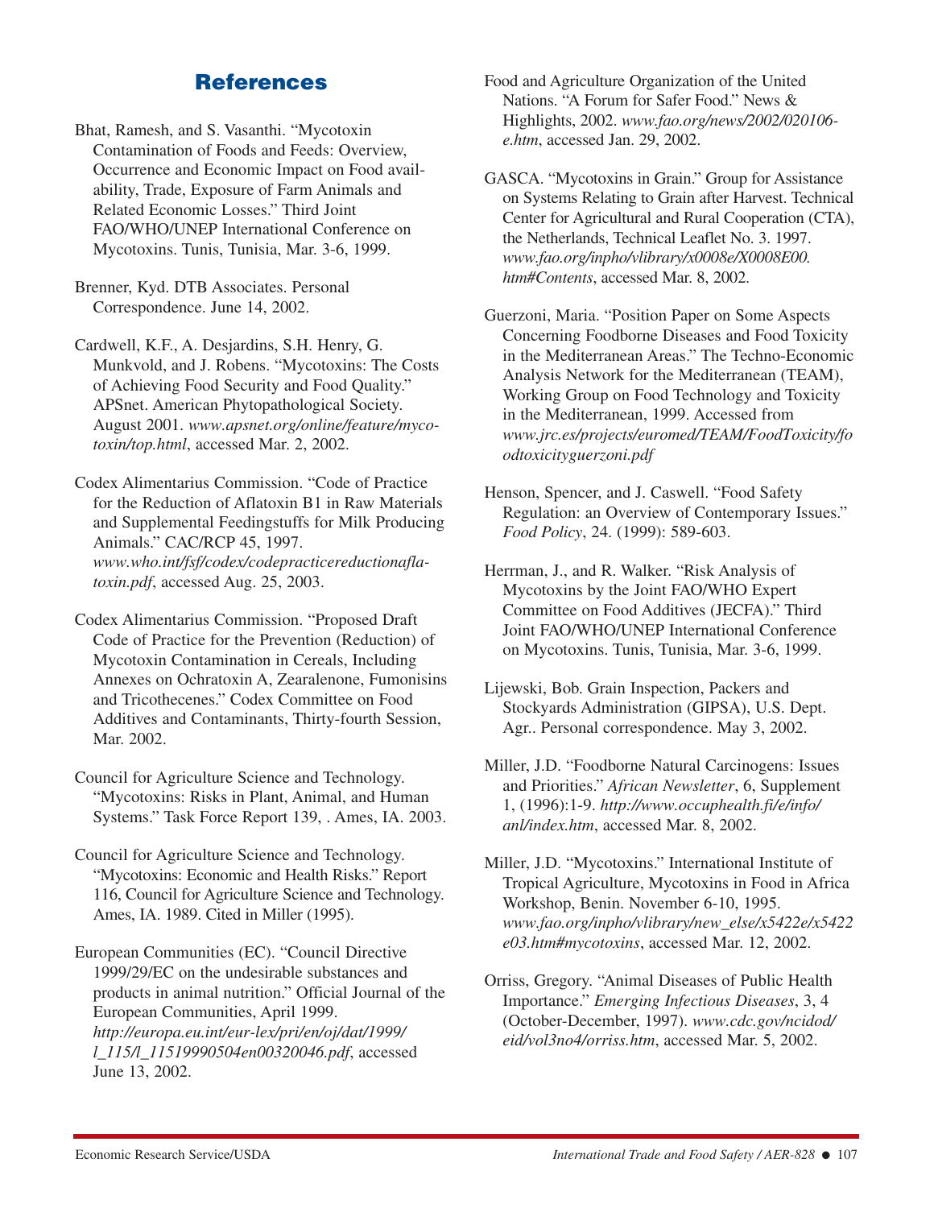## References

Bhat, Ramesh, and S. Vasanthi. "Mycotoxin Contamination of Foods and Feeds: Overview, Occurrence and Economic Impact on Food availability, Trade, Exposure of Farm Animals and Related Economic Losses." Third Joint FAO/WHO/UNEP International Conference on Mycotoxins. Tunis, Tunisia, Mar. 3-6, 1999.

Brenner, Kyd. DTB Associates. Personal Correspondence. June 14, 2002.

Cardwell, K.F., A. Desjardins, S.H. Henry, G. Munkvold, and J. Robens. "Mycotoxins: The Costs of Achieving Food Security and Food Quality." APSnet. American Phytopathological Society. August 2001. *www.apsnet.org/online/feature/mycotoxin/top.html*, accessed Mar. 2, 2002.

Codex Alimentarius Commission. "Code of Practice for the Reduction of Aflatoxin B1 in Raw Materials and Supplemental Feedingstuffs for Milk Producing Animals." CAC/RCP 45, 1997. *www.who.int/fsf/codex/codepracticereductionaflatoxin.pdf*, accessed Aug. 25, 2003.

Codex Alimentarius Commission. "Proposed Draft Code of Practice for the Prevention (Reduction) of Mycotoxin Contamination in Cereals, Including Annexes on Ochratoxin A, Zearalenone, Fumonisins and Tricothecenes." Codex Committee on Food Additives and Contaminants, Thirty-fourth Session, Mar. 2002.

Council for Agriculture Science and Technology. "Mycotoxins: Risks in Plant, Animal, and Human Systems." Task Force Report 139, . Ames, IA. 2003.

Council for Agriculture Science and Technology. "Mycotoxins: Economic and Health Risks." Report 116, Council for Agriculture Science and Technology. Ames, IA. 1989. Cited in Miller (1995).

European Communities (EC). "Council Directive 1999/29/EC on the undesirable substances and products in animal nutrition." Official Journal of the European Communities, April 1999. *http://europa.eu.int/eur-lex/pri/en/oj/dat/1999/l_115/l_11519990504en00320046.pdf*, accessed June 13, 2002.

Food and Agriculture Organization of the United Nations. "A Forum for Safer Food." News & Highlights, 2002. *www.fao.org/news/2002/020106-e.htm*, accessed Jan. 29, 2002.

GASCA. "Mycotoxins in Grain." Group for Assistance on Systems Relating to Grain after Harvest. Technical Center for Agricultural and Rural Cooperation (CTA), the Netherlands, Technical Leaflet No. 3. 1997. *www.fao.org/inpho/vlibrary/x0008e/X0008E00.htm#Contents*, accessed Mar. 8, 2002.

Guerzoni, Maria. "Position Paper on Some Aspects Concerning Foodborne Diseases and Food Toxicity in the Mediterranean Areas." The Techno-Economic Analysis Network for the Mediterranean (TEAM), Working Group on Food Technology and Toxicity in the Mediterranean, 1999. Accessed from *www.jrc.es/projects/euromed/TEAM/FoodToxicity/foodtoxicityguerzoni.pdf*

Henson, Spencer, and J. Caswell. "Food Safety Regulation: an Overview of Contemporary Issues." *Food Policy*, 24. (1999): 589-603.

Herrman, J., and R. Walker. "Risk Analysis of Mycotoxins by the Joint FAO/WHO Expert Committee on Food Additives (JECFA)." Third Joint FAO/WHO/UNEP International Conference on Mycotoxins. Tunis, Tunisia, Mar. 3-6, 1999.

Lijewski, Bob. Grain Inspection, Packers and Stockyards Administration (GIPSA), U.S. Dept. Agr.. Personal correspondence. May 3, 2002.

Miller, J.D. "Foodborne Natural Carcinogens: Issues and Priorities." *African Newsletter*, 6, Supplement 1, (1996):1-9. *http://www.occuphealth.fi/e/info/anl/index.htm*, accessed Mar. 8, 2002.

Miller, J.D. "Mycotoxins." International Institute of Tropical Agriculture, Mycotoxins in Food in Africa Workshop, Benin. November 6-10, 1995. *www.fao.org/inpho/vlibrary/new_else/x5422e/x5422e03.htm#mycotoxins*, accessed Mar. 12, 2002.

Orriss, Gregory. "Animal Diseases of Public Health Importance." *Emerging Infectious Diseases*, 3, 4 (October-December, 1997). *www.cdc.gov/ncidod/eid/vol3no4/orriss.htm*, accessed Mar. 5, 2002.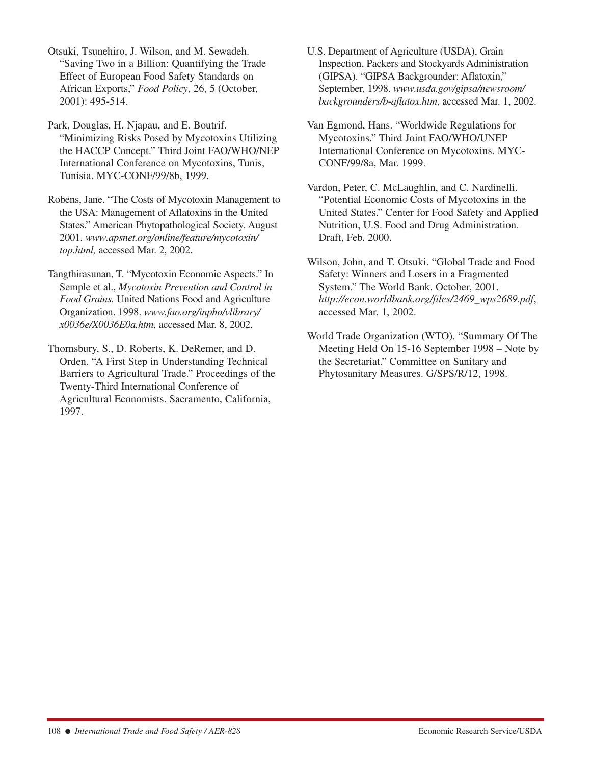Otsuki, Tsunehiro, J. Wilson, and M. Sewadeh. "Saving Two in a Billion: Quantifying the Trade Effect of European Food Safety Standards on African Exports," *Food Policy*, 26, 5 (October, 2001): 495-514.

Park, Douglas, H. Njapau, and E. Boutrif. "Minimizing Risks Posed by Mycotoxins Utilizing the HACCP Concept." Third Joint FAO/WHO/NEP International Conference on Mycotoxins, Tunis, Tunisia. MYC-CONF/99/8b, 1999.

Robens, Jane. "The Costs of Mycotoxin Management to the USA: Management of Aflatoxins in the United States." American Phytopathological Society. August 2001. *www.apsnet.org/online/feature/mycotoxin/top.html,* accessed Mar. 2, 2002.

Tangthirasunan, T. "Mycotoxin Economic Aspects." In Semple et al., *Mycotoxin Prevention and Control in Food Grains.* United Nations Food and Agriculture Organization. 1998. *www.fao.org/inpho/vlibrary/x0036e/X0036E0a.htm,* accessed Mar. 8, 2002.

Thornsbury, S., D. Roberts, K. DeRemer, and D. Orden. "A First Step in Understanding Technical Barriers to Agricultural Trade." Proceedings of the Twenty-Third International Conference of Agricultural Economists. Sacramento, California, 1997.

U.S. Department of Agriculture (USDA), Grain Inspection, Packers and Stockyards Administration (GIPSA). "GIPSA Backgrounder: Aflatoxin," September, 1998. *www.usda.gov/gipsa/newsroom/backgrounders/b-aflatox.htm*, accessed Mar. 1, 2002.

Van Egmond, Hans. "Worldwide Regulations for Mycotoxins." Third Joint FAO/WHO/UNEP International Conference on Mycotoxins. MYC-CONF/99/8a, Mar. 1999.

Vardon, Peter, C. McLaughlin, and C. Nardinelli. "Potential Economic Costs of Mycotoxins in the United States." Center for Food Safety and Applied Nutrition, U.S. Food and Drug Administration. Draft, Feb. 2000.

Wilson, John, and T. Otsuki. "Global Trade and Food Safety: Winners and Losers in a Fragmented System." The World Bank. October, 2001. *http://econ.worldbank.org/files/2469_wps2689.pdf*, accessed Mar. 1, 2002.

World Trade Organization (WTO). "Summary Of The Meeting Held On 15-16 September 1998 – Note by the Secretariat." Committee on Sanitary and Phytosanitary Measures. G/SPS/R/12, 1998.